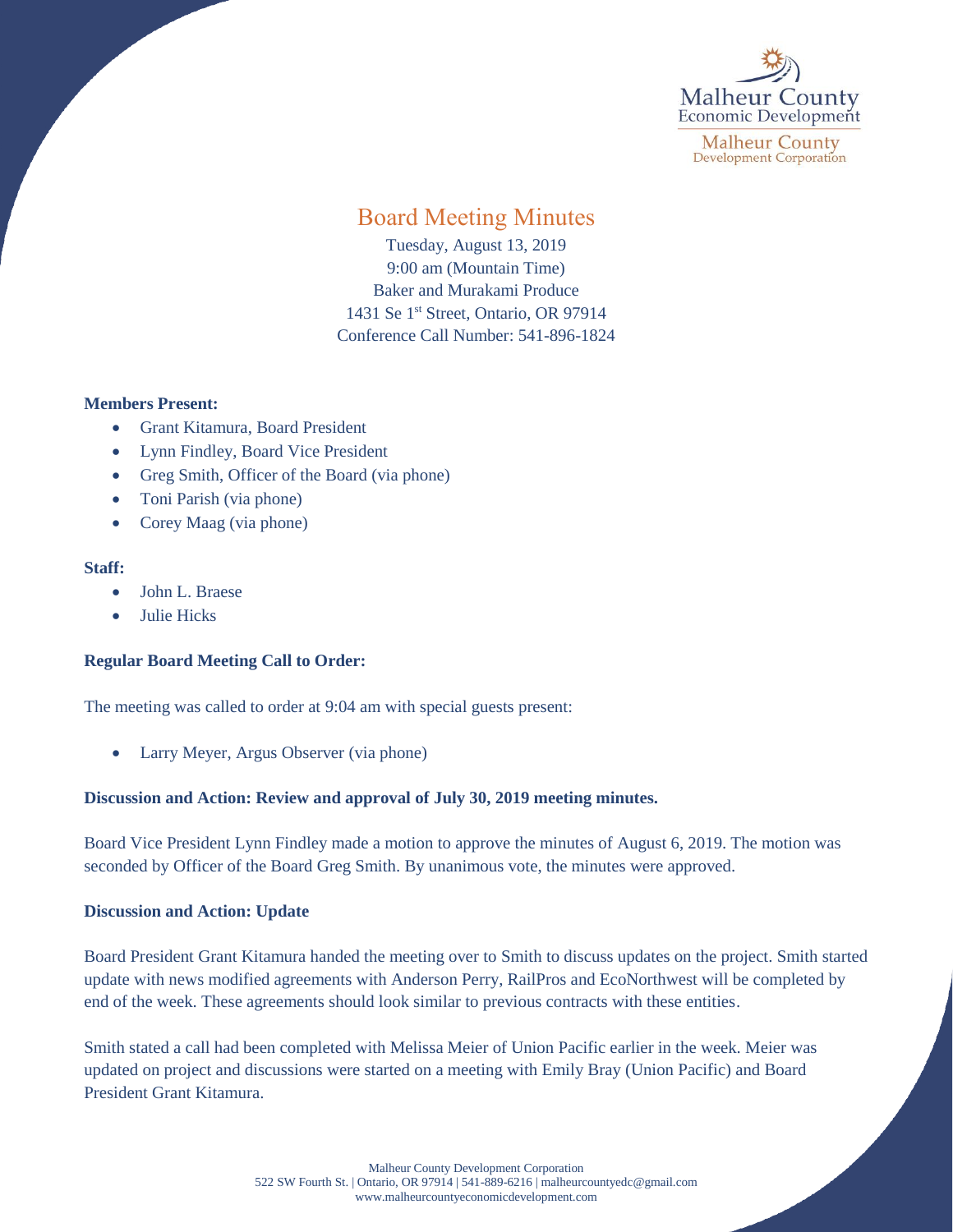Malheur County
Economic Development

Malheur County
Development Corporation

# Board Meeting Minutes

Tuesday, August 13, 2019
9:00 am (Mountain Time)
Baker and Murakami Produce
1431 Se 1st Street, Ontario, OR 97914
Conference Call Number: 541-896-1824

**Members Present:**

- Grant Kitamura, Board President
- Lynn Findley, Board Vice President
- Greg Smith, Officer of the Board (via phone)
- Toni Parish (via phone)
- Corey Maag (via phone)

**Staff:**

- John L. Braese
- Julie Hicks

**Regular Board Meeting Call to Order:**

The meeting was called to order at 9:04 am with special guests present:

- Larry Meyer, Argus Observer (via phone)

**Discussion and Action: Review and approval of July 30, 2019 meeting minutes.**

Board Vice President Lynn Findley made a motion to approve the minutes of August 6, 2019. The motion was seconded by Officer of the Board Greg Smith. By unanimous vote, the minutes were approved.

**Discussion and Action: Update**

Board President Grant Kitamura handed the meeting over to Smith to discuss updates on the project. Smith started update with news modified agreements with Anderson Perry, RailPros and EcoNorthwest will be completed by end of the week. These agreements should look similar to previous contracts with these entities.

Smith stated a call had been completed with Melissa Meier of Union Pacific earlier in the week. Meier was updated on project and discussions were started on a meeting with Emily Bray (Union Pacific) and Board President Grant Kitamura.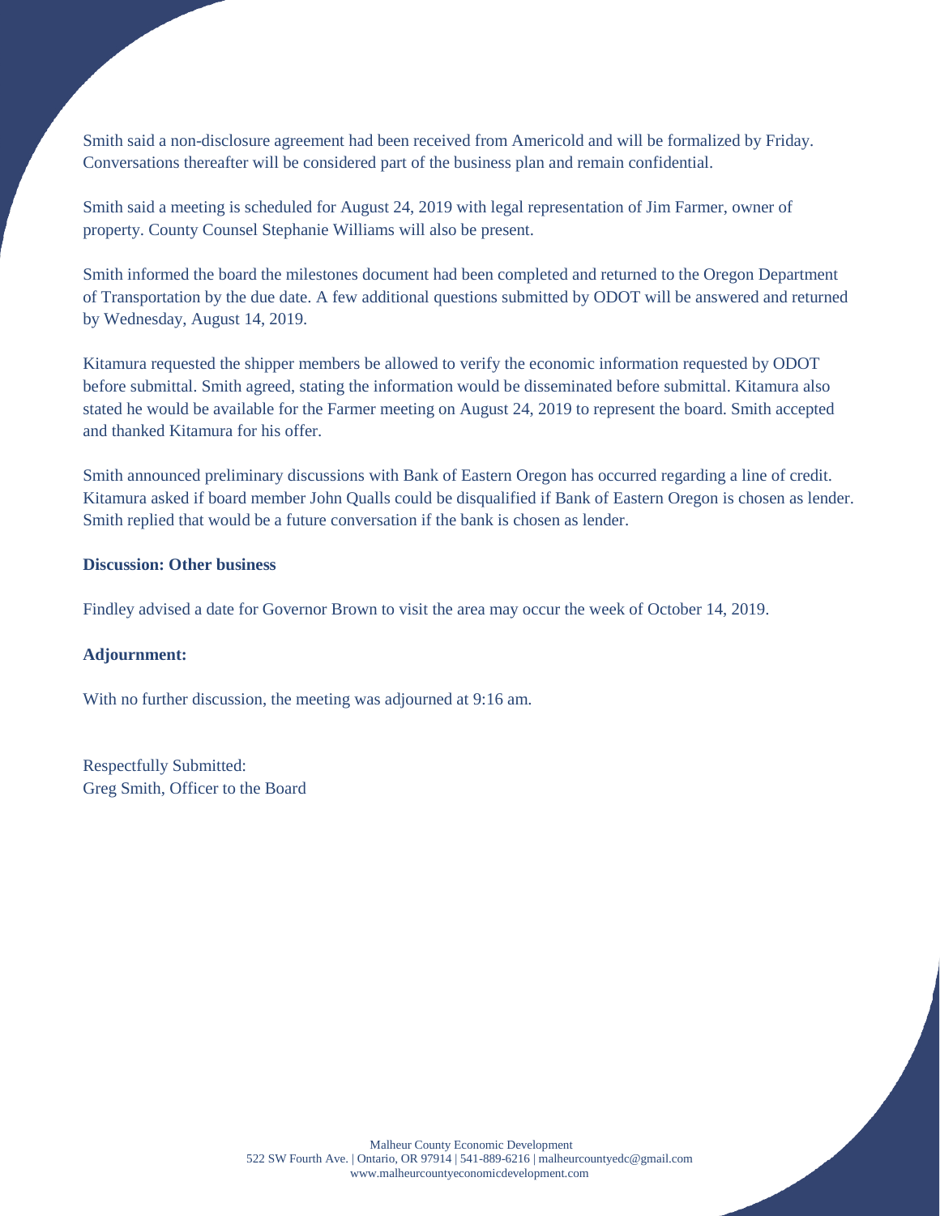Smith said a non-disclosure agreement had been received from Americold and will be formalized by Friday. Conversations thereafter will be considered part of the business plan and remain confidential.

Smith said a meeting is scheduled for August 24, 2019 with legal representation of Jim Farmer, owner of property. County Counsel Stephanie Williams will also be present.

Smith informed the board the milestones document had been completed and returned to the Oregon Department of Transportation by the due date. A few additional questions submitted by ODOT will be answered and returned by Wednesday, August 14, 2019.

Kitamura requested the shipper members be allowed to verify the economic information requested by ODOT before submittal. Smith agreed, stating the information would be disseminated before submittal. Kitamura also stated he would be available for the Farmer meeting on August 24, 2019 to represent the board. Smith accepted and thanked Kitamura for his offer.

Smith announced preliminary discussions with Bank of Eastern Oregon has occurred regarding a line of credit. Kitamura asked if board member John Qualls could be disqualified if Bank of Eastern Oregon is chosen as lender. Smith replied that would be a future conversation if the bank is chosen as lender.

**Discussion: Other business**

Findley advised a date for Governor Brown to visit the area may occur the week of October 14, 2019.

**Adjournment:**

With no further discussion, the meeting was adjourned at 9:16 am.

Respectfully Submitted:
Greg Smith, Officer to the Board